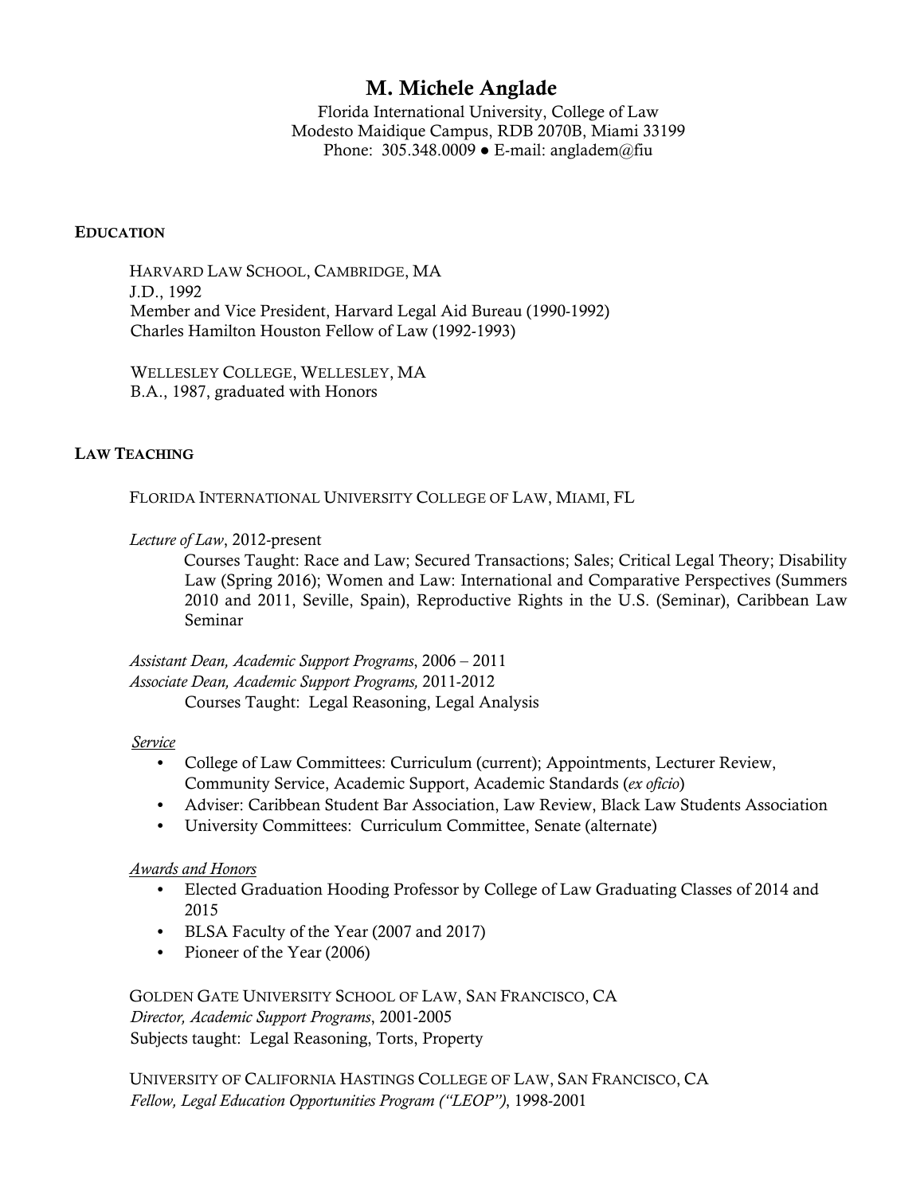# M. Michele Anglade

Florida International University, College of Law
Modesto Maidique Campus, RDB 2070B, Miami 33199
Phone: 305.348.0009 ● E-mail: anglademe@fiu

## EDUCATION

HARVARD LAW SCHOOL, CAMBRIDGE, MA
J.D., 1992
Member and Vice President, Harvard Legal Aid Bureau (1990-1992)
Charles Hamilton Houston Fellow of Law (1992-1993)

WELLESLEY COLLEGE, WELLESLEY, MA
B.A., 1987, graduated with Honors

## LAW TEACHING

FLORIDA INTERNATIONAL UNIVERSITY COLLEGE OF LAW, MIAMI, FL

*Lecture of Law*, 2012-present

Courses Taught: Race and Law; Secured Transactions; Sales; Critical Legal Theory; Disability Law (Spring 2016); Women and Law: International and Comparative Perspectives (Summers 2010 and 2011, Seville, Spain), Reproductive Rights in the U.S. (Seminar), Caribbean Law Seminar

*Assistant Dean, Academic Support Programs*, 2006 – 2011
*Associate Dean, Academic Support Programs,* 2011-2012

Courses Taught: Legal Reasoning, Legal Analysis

*Service*

- College of Law Committees: Curriculum (current); Appointments, Lecturer Review, Community Service, Academic Support, Academic Standards (*ex oficio*)
- Adviser: Caribbean Student Bar Association, Law Review, Black Law Students Association
- University Committees: Curriculum Committee, Senate (alternate)

*Awards and Honors*

- Elected Graduation Hooding Professor by College of Law Graduating Classes of 2014 and 2015
- BLSA Faculty of the Year (2007 and 2017)
- Pioneer of the Year (2006)

GOLDEN GATE UNIVERSITY SCHOOL OF LAW, SAN FRANCISCO, CA
*Director, Academic Support Programs*, 2001-2005
Subjects taught: Legal Reasoning, Torts, Property

UNIVERSITY OF CALIFORNIA HASTINGS COLLEGE OF LAW, SAN FRANCISCO, CA
*Fellow, Legal Education Opportunities Program ("LEOP")*, 1998-2001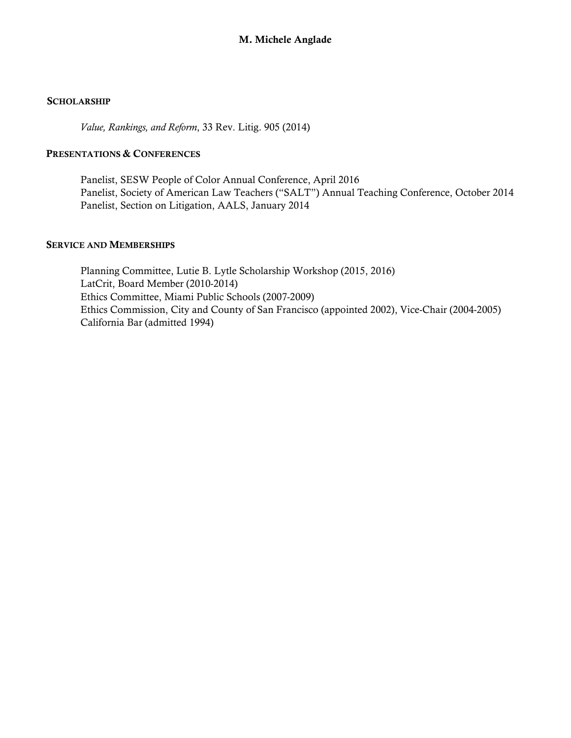**M. Michele Anglade**

## Scholarship

*Value, Rankings, and Reform*, 33 Rev. Litig. 905 (2014)

## Presentations & Conferences

Panelist, SESW People of Color Annual Conference, April 2016
Panelist, Society of American Law Teachers ("SALT") Annual Teaching Conference, October 2014
Panelist, Section on Litigation, AALS, January 2014

## Service and Memberships

Planning Committee, Lutie B. Lytle Scholarship Workshop (2015, 2016)
LatCrit, Board Member (2010-2014)
Ethics Committee, Miami Public Schools (2007-2009)
Ethics Commission, City and County of San Francisco (appointed 2002), Vice-Chair (2004-2005)
California Bar (admitted 1994)